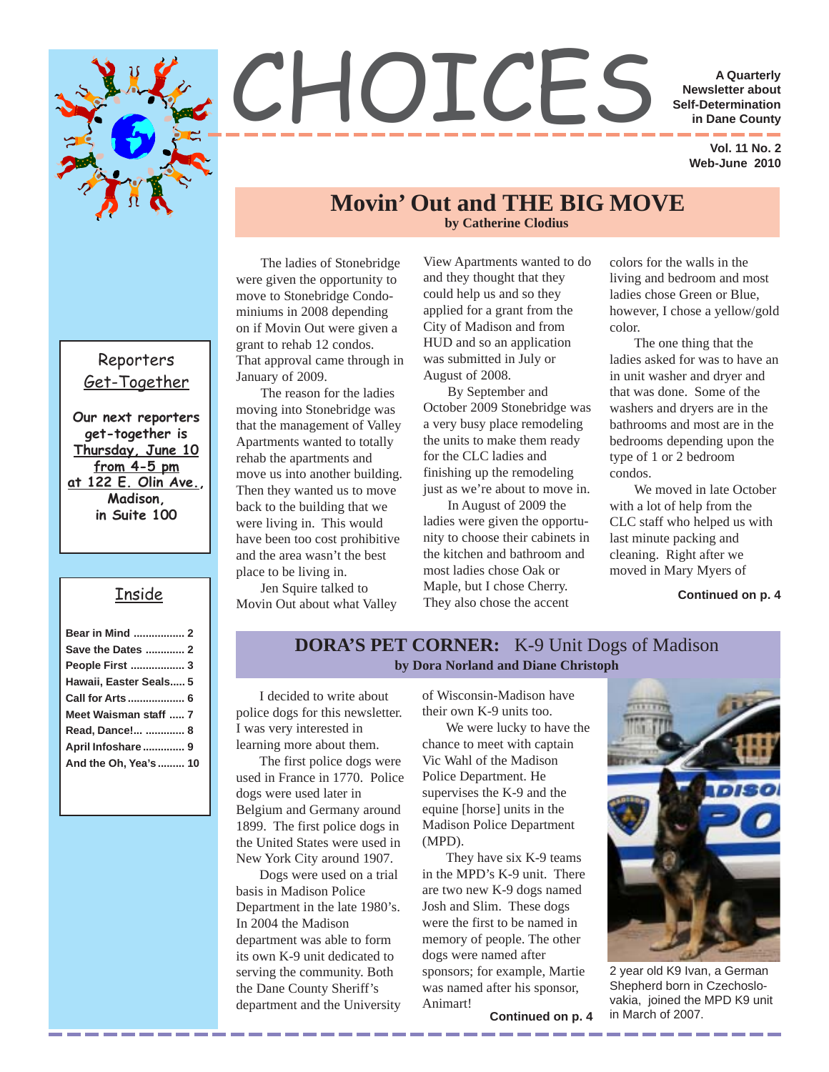# CHOICES

**A Quarterly Newsletter about Self-Determination in Dane County**

**Vol. 11 No. 2**
**Web-June 2010**

## Movin' Out and THE BIG MOVE

**by Catherine Clodius**

The ladies of Stonebridge were given the opportunity to move to Stonebridge Condominiums in 2008 depending on if Movin Out were given a grant to rehab 12 condos. That approval came through in January of 2009.

The reason for the ladies moving into Stonebridge was that the management of Valley Apartments wanted to totally rehab the apartments and move us into another building. Then they wanted us to move back to the building that we were living in. This would have been too cost prohibitive and the area wasn't the best place to be living in.

Jen Squire talked to Movin Out about what Valley View Apartments wanted to do and they thought that they could help us and so they applied for a grant from the City of Madison and from HUD and so an application was submitted in July or August of 2008.

By September and October 2009 Stonebridge was a very busy place remodeling the units to make them ready for the CLC ladies and finishing up the remodeling just as we're about to move in.

In August of 2009 the ladies were given the opportunity to choose their cabinets in the kitchen and bathroom and most ladies chose Oak or Maple, but I chose Cherry. They also chose the accent colors for the walls in the living and bedroom and most ladies chose Green or Blue, however, I chose a yellow/gold color.

The one thing that the ladies asked for was to have an in unit washer and dryer and that was done. Some of the washers and dryers are in the bathrooms and most are in the bedrooms depending upon the type of 1 or 2 bedroom condos.

We moved in late October with a lot of help from the CLC staff who helped us with last minute packing and cleaning. Right after we moved in Mary Myers of

**Continued on p. 4**

## Reporters Get-Together

**Our next reporters get-together is Thursday, June 10 from 4-5 pm at 122 E. Olin Ave., Madison, in Suite 100**

## Inside

- Bear in Mind ................. 2
- Save the Dates ............ 2
- People First .................. 3
- Hawaii, Easter Seals..... 5
- Call for Arts ................... 6
- Meet Waisman staff ..... 7
- Read, Dance!... ............ 8
- April Infoshare ............. 9
- And the Oh, Yea's ......... 10

## DORA'S PET CORNER: K-9 Unit Dogs of Madison

**by Dora Norland and Diane Christoph**

I decided to write about police dogs for this newsletter. I was very interested in learning more about them.

The first police dogs were used in France in 1770. Police dogs were used later in Belgium and Germany around 1899. The first police dogs in the United States were used in New York City around 1907.

Dogs were used on a trial basis in Madison Police Department in the late 1980's. In 2004 the Madison department was able to form its own K-9 unit dedicated to serving the community. Both the Dane County Sheriff's department and the University of Wisconsin-Madison have their own K-9 units too.

We were lucky to have the chance to meet with captain Vic Wahl of the Madison Police Department. He supervises the K-9 and the equine [horse] units in the Madison Police Department (MPD).

They have six K-9 teams in the MPD's K-9 unit. There are two new K-9 dogs named Josh and Slim. These dogs were the first to be named in memory of people. The other dogs were named after sponsors; for example, Martie was named after his sponsor, Animart!

**Continued on p. 4**

2 year old K9 Ivan, a German Shepherd born in Czechoslovakia, joined the MPD K9 unit in March of 2007.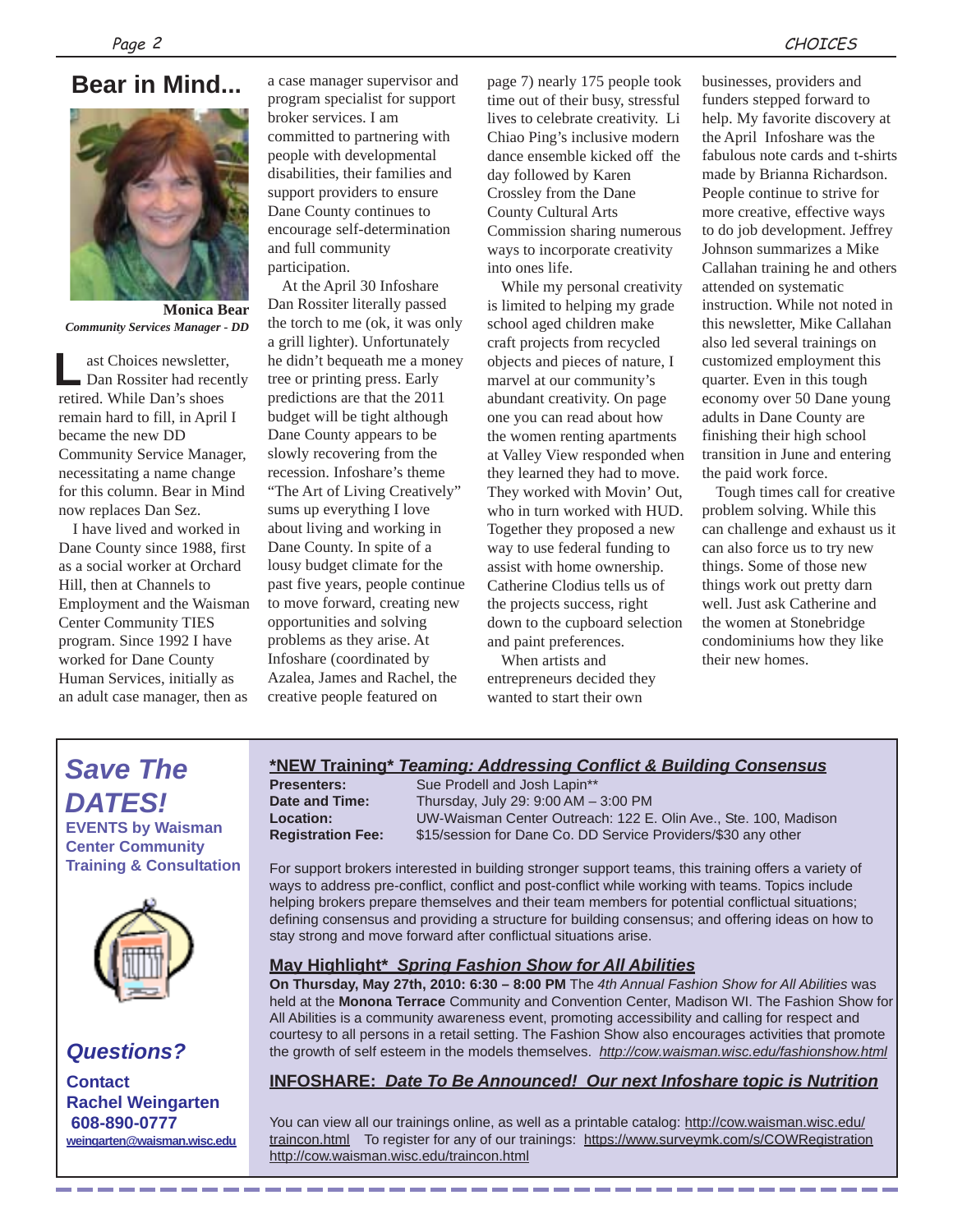## Bear in Mind...

**Monica Bear**
*Community Services Manager - DD*

Last Choices newsletter, Dan Rossiter had recently retired. While Dan's shoes remain hard to fill, in April I became the new DD Community Service Manager, necessitating a name change for this column. Bear in Mind now replaces Dan Sez.

I have lived and worked in Dane County since 1988, first as a social worker at Orchard Hill, then at Channels to Employment and the Waisman Center Community TIES program. Since 1992 I have worked for Dane County Human Services, initially as an adult case manager, then as a case manager supervisor and program specialist for support broker services. I am committed to partnering with people with developmental disabilities, their families and support providers to ensure Dane County continues to encourage self-determination and full community participation.

At the April 30 Infoshare Dan Rossiter literally passed the torch to me (ok, it was only a grill lighter). Unfortunately he didn't bequeath me a money tree or printing press. Early predictions are that the 2011 budget will be tight although Dane County appears to be slowly recovering from the recession. Infoshare's theme "The Art of Living Creatively" sums up everything I love about living and working in Dane County. In spite of a lousy budget climate for the past five years, people continue to move forward, creating new opportunities and solving problems as they arise. At Infoshare (coordinated by Azalea, James and Rachel, the creative people featured on page 7) nearly 175 people took time out of their busy, stressful lives to celebrate creativity. Li Chiao Ping's inclusive modern dance ensemble kicked off the day followed by Karen Crossley from the Dane County Cultural Arts Commission sharing numerous ways to incorporate creativity into ones life.

While my personal creativity is limited to helping my grade school aged children make craft projects from recycled objects and pieces of nature, I marvel at our community's abundant creativity. On page one you can read about how the women renting apartments at Valley View responded when they learned they had to move. They worked with Movin' Out, who in turn worked with HUD. Together they proposed a new way to use federal funding to assist with home ownership. Catherine Clodius tells us of the projects success, right down to the cupboard selection and paint preferences.

When artists and entrepreneurs decided they wanted to start their own businesses, providers and funders stepped forward to help. My favorite discovery at the April Infoshare was the fabulous note cards and t-shirts made by Brianna Richardson. People continue to strive for more creative, effective ways to do job development. Jeffrey Johnson summarizes a Mike Callahan training he and others attended on systematic instruction. While not noted in this newsletter, Mike Callahan also led several trainings on customized employment this quarter. Even in this tough economy over 50 Dane young adults in Dane County are finishing their high school transition in June and entering the paid work force.

Tough times call for creative problem solving. While this can challenge and exhaust us it can also force us to try new things. Some of those new things work out pretty darn well. Just ask Catherine and the women at Stonebridge condominiums how they like their new homes.

---

## *Save The DATES!*

**EVENTS by Waisman Center Community Training & Consultation**

### *Questions?*

**Contact**
**Rachel Weingarten**
**608-890-0777**
**weingarten@waisman.wisc.edu**

### *NEW Training* *Teaming: Addressing Conflict & Building Consensus*

**Presenters:** Sue Prodell and Josh Lapin**
**Date and Time:** Thursday, July 29: 9:00 AM – 3:00 PM
**Location:** UW-Waisman Center Outreach: 122 E. Olin Ave., Ste. 100, Madison
**Registration Fee:** $15/session for Dane Co. DD Service Providers/$30 any other

For support brokers interested in building stronger support teams, this training offers a variety of ways to address pre-conflict, conflict and post-conflict while working with teams. Topics include helping brokers prepare themselves and their team members for potential conflictual situations; defining consensus and providing a structure for building consensus; and offering ideas on how to stay strong and move forward after conflictual situations arise.

### May Highlight* *Spring Fashion Show for All Abilities*

**On Thursday, May 27th, 2010: 6:30 – 8:00 PM** The *4th Annual Fashion Show for All Abilities* was held at the **Monona Terrace** Community and Convention Center, Madison WI. The Fashion Show for All Abilities is a community awareness event, promoting accessibility and calling for respect and courtesy to all persons in a retail setting. The Fashion Show also encourages activities that promote the growth of self esteem in the models themselves. *http://cow.waisman.wisc.edu/fashionshow.html*

### INFOSHARE: *Date To Be Announced! Our next Infoshare topic is Nutrition*

You can view all our trainings online, as well as a printable catalog: http://cow.waisman.wisc.edu/traincon.html To register for any of our trainings: https://www.surveymk.com/s/COWRegistration http://cow.waisman.wisc.edu/traincon.html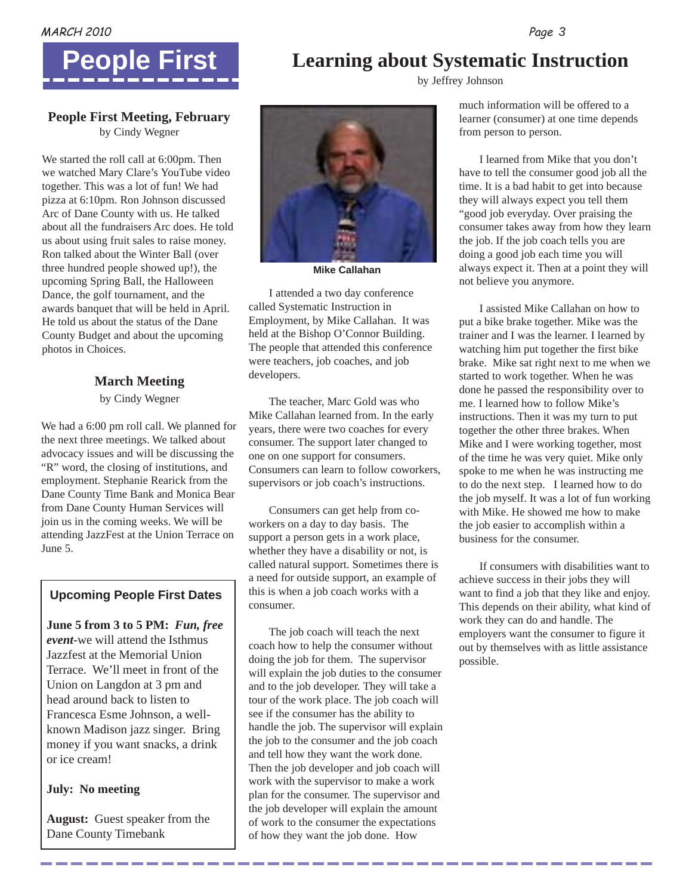# People First

## People First Meeting, February

by Cindy Wegner

We started the roll call at 6:00pm. Then we watched Mary Clare's YouTube video together. This was a lot of fun! We had pizza at 6:10pm. Ron Johnson discussed Arc of Dane County with us. He talked about all the fundraisers Arc does. He told us about using fruit sales to raise money. Ron talked about the Winter Ball (over three hundred people showed up!), the upcoming Spring Ball, the Halloween Dance, the golf tournament, and the awards banquet that will be held in April. He told us about the status of the Dane County Budget and about the upcoming photos in Choices.

## March Meeting

by Cindy Wegner

We had a 6:00 pm roll call. We planned for the next three meetings. We talked about advocacy issues and will be discussing the "R" word, the closing of institutions, and employment. Stephanie Rearick from the Dane County Time Bank and Monica Bear from Dane County Human Services will join us in the coming weeks. We will be attending JazzFest at the Union Terrace on June 5.

### Upcoming People First Dates

**June 5 from 3 to 5 PM:** ***Fun, free event***-we will attend the Isthmus Jazzfest at the Memorial Union Terrace. We'll meet in front of the Union on Langdon at 3 pm and head around back to listen to Francesca Esme Johnson, a well-known Madison jazz singer. Bring money if you want snacks, a drink or ice cream!

**July: No meeting**

**August:** Guest speaker from the Dane County Timebank

# Learning about Systematic Instruction

by Jeffrey Johnson

**Mike Callahan**

I attended a two day conference called Systematic Instruction in Employment, by Mike Callahan. It was held at the Bishop O'Connor Building. The people that attended this conference were teachers, job coaches, and job developers.

The teacher, Marc Gold was who Mike Callahan learned from. In the early years, there were two coaches for every consumer. The support later changed to one on one support for consumers. Consumers can learn to follow coworkers, supervisors or job coach's instructions.

Consumers can get help from co-workers on a day to day basis. The support a person gets in a work place, whether they have a disability or not, is called natural support. Sometimes there is a need for outside support, an example of this is when a job coach works with a consumer.

The job coach will teach the next coach how to help the consumer without doing the job for them. The supervisor will explain the job duties to the consumer and to the job developer. They will take a tour of the work place. The job coach will see if the consumer has the ability to handle the job. The supervisor will explain the job to the consumer and the job coach and tell how they want the work done. Then the job developer and job coach will work with the supervisor to make a work plan for the consumer. The supervisor and the job developer will explain the amount of work to the consumer the expectations of how they want the job done. How much information will be offered to a learner (consumer) at one time depends from person to person.

I learned from Mike that you don't have to tell the consumer good job all the time. It is a bad habit to get into because they will always expect you tell them "good job everyday. Over praising the consumer takes away from how they learn the job. If the job coach tells you are doing a good job each time you will always expect it. Then at a point they will not believe you anymore.

I assisted Mike Callahan on how to put a bike brake together. Mike was the trainer and I was the learner. I learned by watching him put together the first bike brake. Mike sat right next to me when we started to work together. When he was done he passed the responsibility over to me. I learned how to follow Mike's instructions. Then it was my turn to put together the other three brakes. When Mike and I were working together, most of the time he was very quiet. Mike only spoke to me when he was instructing me to do the next step. I learned how to do the job myself. It was a lot of fun working with Mike. He showed me how to make the job easier to accomplish within a business for the consumer.

If consumers with disabilities want to achieve success in their jobs they will want to find a job that they like and enjoy. This depends on their ability, what kind of work they can do and handle. The employers want the consumer to figure it out by themselves with as little assistance possible.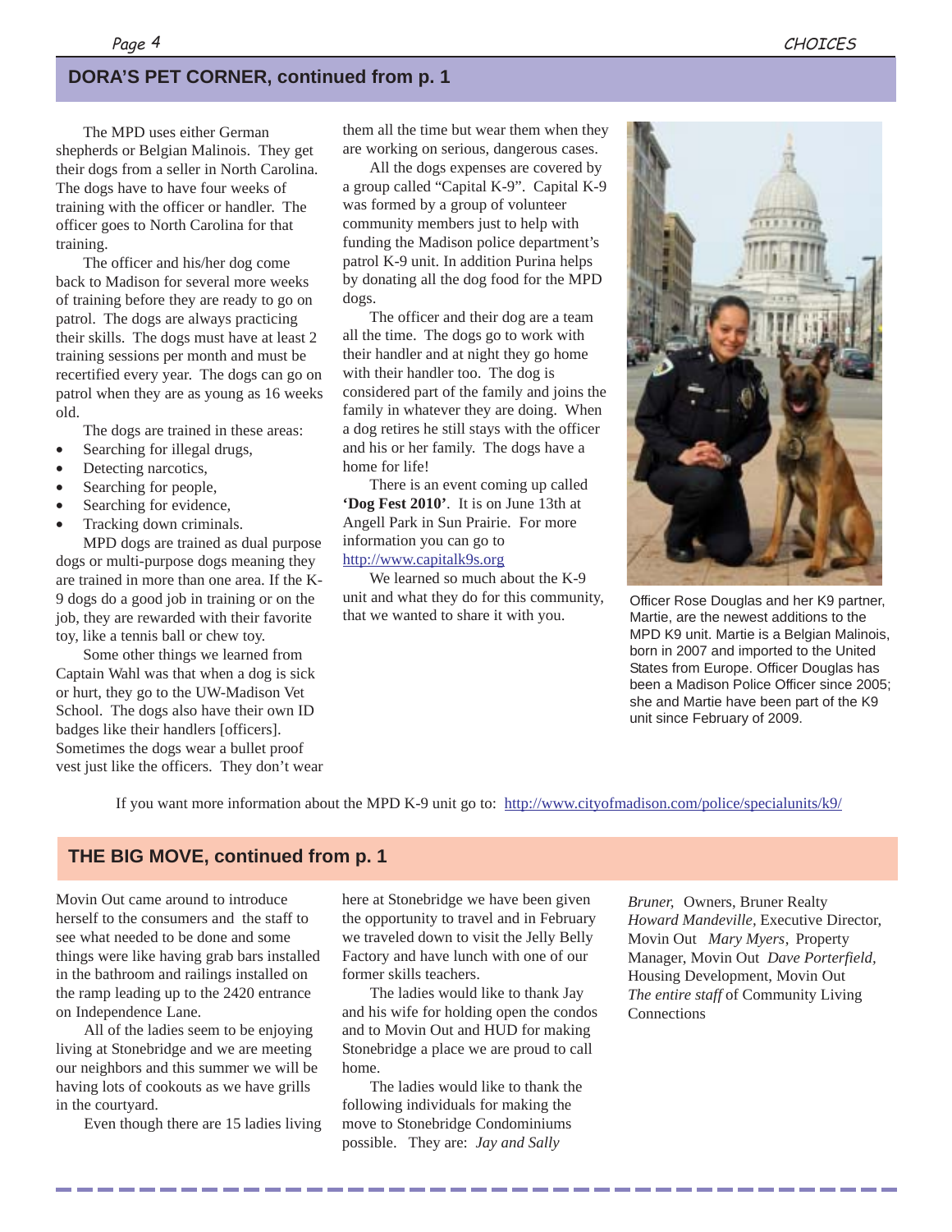## DORA'S PET CORNER, continued from p. 1

The MPD uses either German shepherds or Belgian Malinois. They get their dogs from a seller in North Carolina. The dogs have to have four weeks of training with the officer or handler. The officer goes to North Carolina for that training.

The officer and his/her dog come back to Madison for several more weeks of training before they are ready to go on patrol. The dogs are always practicing their skills. The dogs must have at least 2 training sessions per month and must be recertified every year. The dogs can go on patrol when they are as young as 16 weeks old.

The dogs are trained in these areas:

- Searching for illegal drugs,
- Detecting narcotics,
- Searching for people,
- Searching for evidence,
- Tracking down criminals.

MPD dogs are trained as dual purpose dogs or multi-purpose dogs meaning they are trained in more than one area. If the K-9 dogs do a good job in training or on the job, they are rewarded with their favorite toy, like a tennis ball or chew toy.

Some other things we learned from Captain Wahl was that when a dog is sick or hurt, they go to the UW-Madison Vet School. The dogs also have their own ID badges like their handlers [officers]. Sometimes the dogs wear a bullet proof vest just like the officers. They don't wear them all the time but wear them when they are working on serious, dangerous cases.

All the dogs expenses are covered by a group called "Capital K-9". Capital K-9 was formed by a group of volunteer community members just to help with funding the Madison police department's patrol K-9 unit. In addition Purina helps by donating all the dog food for the MPD dogs.

The officer and their dog are a team all the time. The dogs go to work with their handler and at night they go home with their handler too. The dog is considered part of the family and joins the family in whatever they are doing. When a dog retires he still stays with the officer and his or her family. The dogs have a home for life!

There is an event coming up called **'Dog Fest 2010'**. It is on June 13th at Angell Park in Sun Prairie. For more information you can go to http://www.capitalk9s.org

We learned so much about the K-9 unit and what they do for this community, that we wanted to share it with you.

Officer Rose Douglas and her K9 partner, Martie, are the newest additions to the MPD K9 unit. Martie is a Belgian Malinois, born in 2007 and imported to the United States from Europe. Officer Douglas has been a Madison Police Officer since 2005; she and Martie have been part of the K9 unit since February of 2009.

If you want more information about the MPD K-9 unit go to: http://www.cityofmadison.com/police/specialunits/k9/

## THE BIG MOVE, continued from p. 1

Movin Out came around to introduce herself to the consumers and the staff to see what needed to be done and some things were like having grab bars installed in the bathroom and railings installed on the ramp leading up to the 2420 entrance on Independence Lane.

All of the ladies seem to be enjoying living at Stonebridge and we are meeting our neighbors and this summer we will be having lots of cookouts as we have grills in the courtyard.

Even though there are 15 ladies living here at Stonebridge we have been given the opportunity to travel and in February we traveled down to visit the Jelly Belly Factory and have lunch with one of our former skills teachers.

The ladies would like to thank Jay and his wife for holding open the condos and to Movin Out and HUD for making Stonebridge a place we are proud to call home.

The ladies would like to thank the following individuals for making the move to Stonebridge Condominiums possible. They are: *Jay and Sally Bruner,* Owners, Bruner Realty *Howard Mandeville,* Executive Director, Movin Out *Mary Myers*, Property Manager, Movin Out *Dave Porterfield,* Housing Development, Movin Out *The entire staff* of Community Living Connections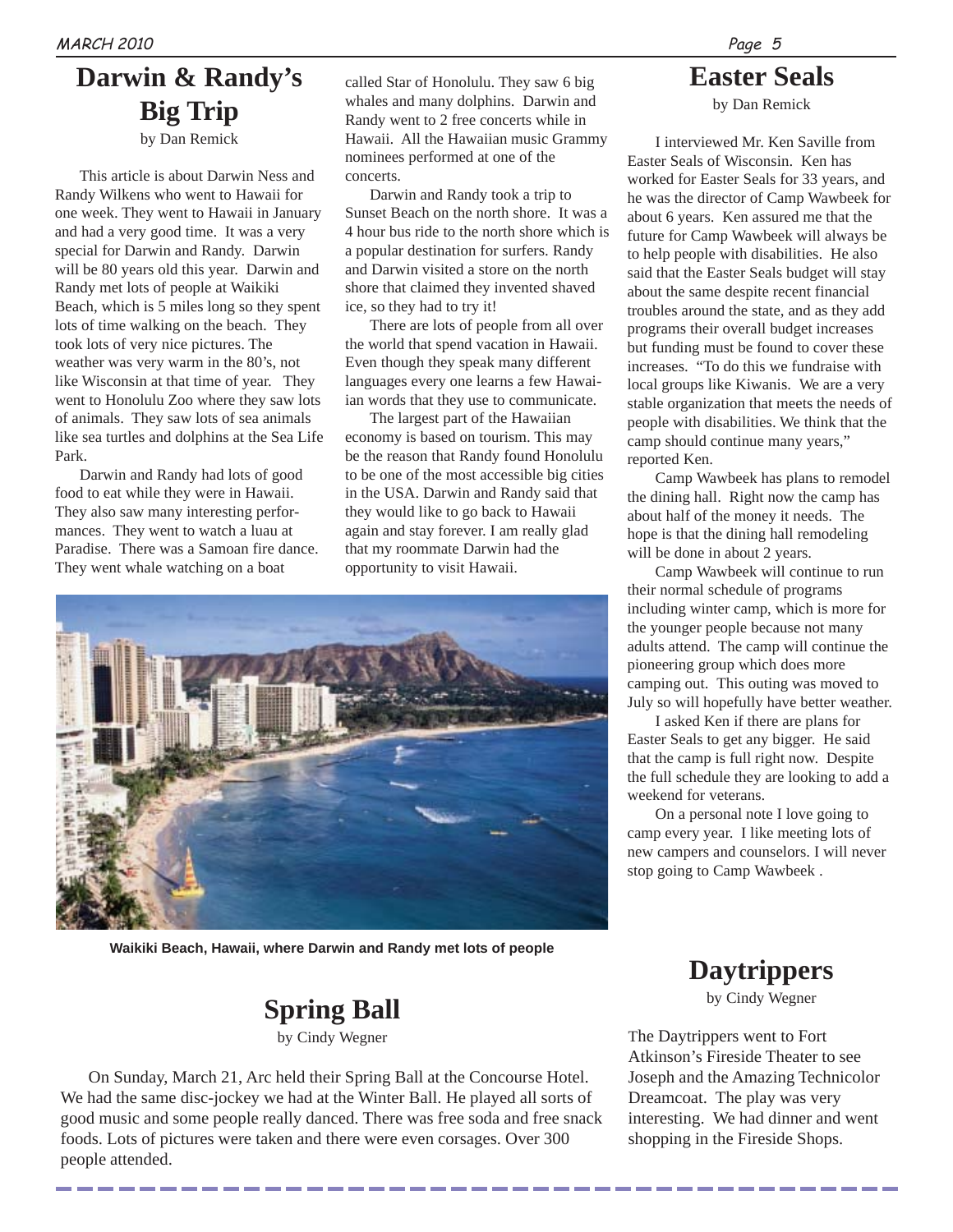## Darwin & Randy's Big Trip

by Dan Remick

This article is about Darwin Ness and Randy Wilkens who went to Hawaii for one week. They went to Hawaii in January and had a very good time. It was a very special for Darwin and Randy. Darwin will be 80 years old this year. Darwin and Randy met lots of people at Waikiki Beach, which is 5 miles long so they spent lots of time walking on the beach. They took lots of very nice pictures. The weather was very warm in the 80's, not like Wisconsin at that time of year. They went to Honolulu Zoo where they saw lots of animals. They saw lots of sea animals like sea turtles and dolphins at the Sea Life Park.

Darwin and Randy had lots of good food to eat while they were in Hawaii. They also saw many interesting performances. They went to watch a luau at Paradise. There was a Samoan fire dance. They went whale watching on a boat called Star of Honolulu. They saw 6 big whales and many dolphins. Darwin and Randy went to 2 free concerts while in Hawaii. All the Hawaiian music Grammy nominees performed at one of the concerts.

Darwin and Randy took a trip to Sunset Beach on the north shore. It was a 4 hour bus ride to the north shore which is a popular destination for surfers. Randy and Darwin visited a store on the north shore that claimed they invented shaved ice, so they had to try it!

There are lots of people from all over the world that spend vacation in Hawaii. Even though they speak many different languages every one learns a few Hawaiian words that they use to communicate.

The largest part of the Hawaiian economy is based on tourism. This may be the reason that Randy found Honolulu to be one of the most accessible big cities in the USA. Darwin and Randy said that they would like to go back to Hawaii again and stay forever. I am really glad that my roommate Darwin had the opportunity to visit Hawaii.

Waikiki Beach, Hawaii, where Darwin and Randy met lots of people

## Easter Seals

by Dan Remick

I interviewed Mr. Ken Saville from Easter Seals of Wisconsin. Ken has worked for Easter Seals for 33 years, and he was the director of Camp Wawbeek for about 6 years. Ken assured me that the future for Camp Wawbeek will always be to help people with disabilities. He also said that the Easter Seals budget will stay about the same despite recent financial troubles around the state, and as they add programs their overall budget increases but funding must be found to cover these increases. "To do this we fundraise with local groups like Kiwanis. We are a very stable organization that meets the needs of people with disabilities. We think that the camp should continue many years," reported Ken.

Camp Wawbeek has plans to remodel the dining hall. Right now the camp has about half of the money it needs. The hope is that the dining hall remodeling will be done in about 2 years.

Camp Wawbeek will continue to run their normal schedule of programs including winter camp, which is more for the younger people because not many adults attend. The camp will continue the pioneering group which does more camping out. This outing was moved to July so will hopefully have better weather.

I asked Ken if there are plans for Easter Seals to get any bigger. He said that the camp is full right now. Despite the full schedule they are looking to add a weekend for veterans.

On a personal note I love going to camp every year. I like meeting lots of new campers and counselors. I will never stop going to Camp Wawbeek .

## Spring Ball

by Cindy Wegner

On Sunday, March 21, Arc held their Spring Ball at the Concourse Hotel. We had the same disc-jockey we had at the Winter Ball. He played all sorts of good music and some people really danced. There was free soda and free snack foods. Lots of pictures were taken and there were even corsages. Over 300 people attended.

## Daytrippers

by Cindy Wegner

The Daytrippers went to Fort Atkinson's Fireside Theater to see Joseph and the Amazing Technicolor Dreamcoat. The play was very interesting. We had dinner and went shopping in the Fireside Shops.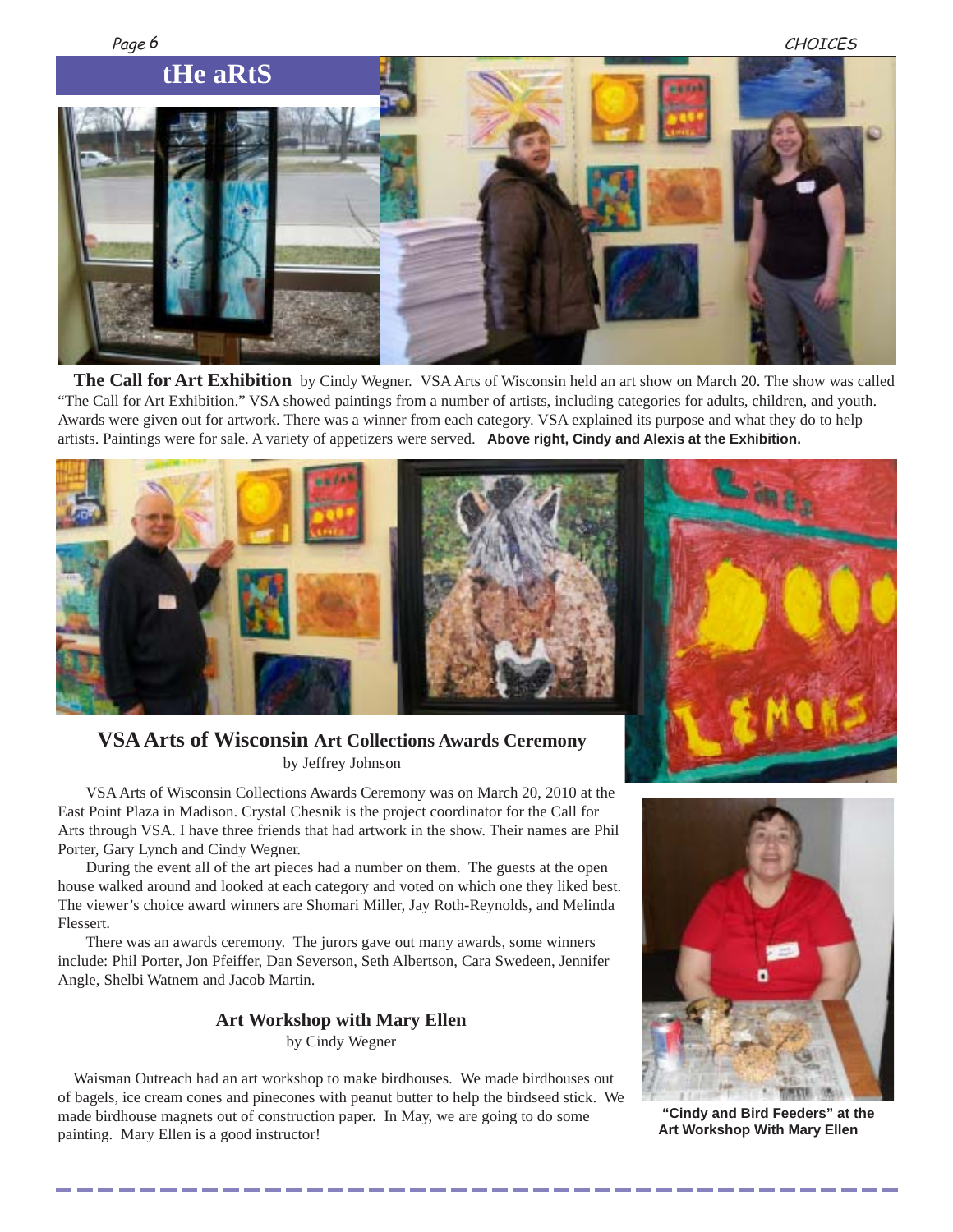## tHe aRtS

**The Call for Art Exhibition** by Cindy Wegner. VSA Arts of Wisconsin held an art show on March 20. The show was called "The Call for Art Exhibition." VSA showed paintings from a number of artists, including categories for adults, children, and youth. Awards were given out for artwork. There was a winner from each category. VSA explained its purpose and what they do to help artists. Paintings were for sale. A variety of appetizers were served. **Above right, Cindy and Alexis at the Exhibition.**

### VSA Arts of Wisconsin Art Collections Awards Ceremony

by Jeffrey Johnson

VSA Arts of Wisconsin Collections Awards Ceremony was on March 20, 2010 at the East Point Plaza in Madison. Crystal Chesnik is the project coordinator for the Call for Arts through VSA. I have three friends that had artwork in the show. Their names are Phil Porter, Gary Lynch and Cindy Wegner.

During the event all of the art pieces had a number on them. The guests at the open house walked around and looked at each category and voted on which one they liked best. The viewer's choice award winners are Shomari Miller, Jay Roth-Reynolds, and Melinda Flessert.

There was an awards ceremony. The jurors gave out many awards, some winners include: Phil Porter, Jon Pfeiffer, Dan Severson, Seth Albertson, Cara Swedeen, Jennifer Angle, Shelbi Watnem and Jacob Martin.

### Art Workshop with Mary Ellen

by Cindy Wegner

Waisman Outreach had an art workshop to make birdhouses. We made birdhouses out of bagels, ice cream cones and pinecones with peanut butter to help the birdseed stick. We made birdhouse magnets out of construction paper. In May, we are going to do some painting. Mary Ellen is a good instructor!

**"Cindy and Bird Feeders" at the Art Workshop With Mary Ellen**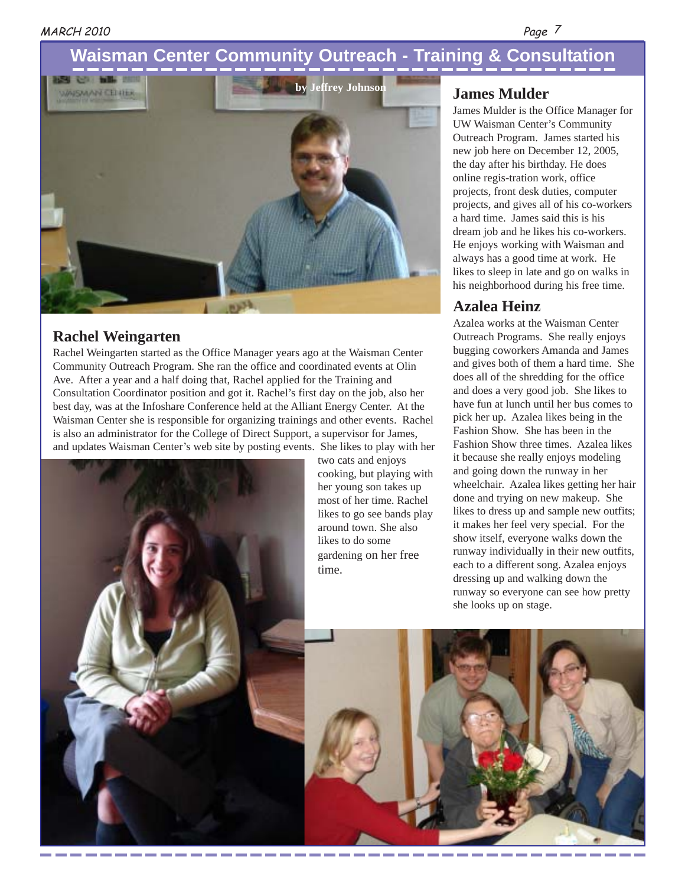# Waisman Center Community Outreach - Training & Consultation

by Jeffrey Johnson

## James Mulder

James Mulder is the Office Manager for UW Waisman Center's Community Outreach Program. James started his new job here on December 12, 2005, the day after his birthday. He does online regis-tration work, office projects, front desk duties, computer projects, and gives all of his co-workers a hard time. James said this is his dream job and he likes his co-workers. He enjoys working with Waisman and always has a good time at work. He likes to sleep in late and go on walks in his neighborhood during his free time.

## Rachel Weingarten

Rachel Weingarten started as the Office Manager years ago at the Waisman Center Community Outreach Program. She ran the office and coordinated events at Olin Ave. After a year and a half doing that, Rachel applied for the Training and Consultation Coordinator position and got it. Rachel's first day on the job, also her best day, was at the Infoshare Conference held at the Alliant Energy Center. At the Waisman Center she is responsible for organizing trainings and other events. Rachel is also an administrator for the College of Direct Support, a supervisor for James, and updates Waisman Center's web site by posting events. She likes to play with her two cats and enjoys cooking, but playing with her young son takes up most of her time. Rachel likes to go see bands play around town. She also likes to do some gardening on her free time.

## Azalea Heinz

Azalea works at the Waisman Center Outreach Programs. She really enjoys bugging coworkers Amanda and James and gives both of them a hard time. She does all of the shredding for the office and does a very good job. She likes to have fun at lunch until her bus comes to pick her up. Azalea likes being in the Fashion Show. She has been in the Fashion Show three times. Azalea likes it because she really enjoys modeling and going down the runway in her wheelchair. Azalea likes getting her hair done and trying on new makeup. She likes to dress up and sample new outfits; it makes her feel very special. For the show itself, everyone walks down the runway individually in their new outfits, each to a different song. Azalea enjoys dressing up and walking down the runway so everyone can see how pretty she looks up on stage.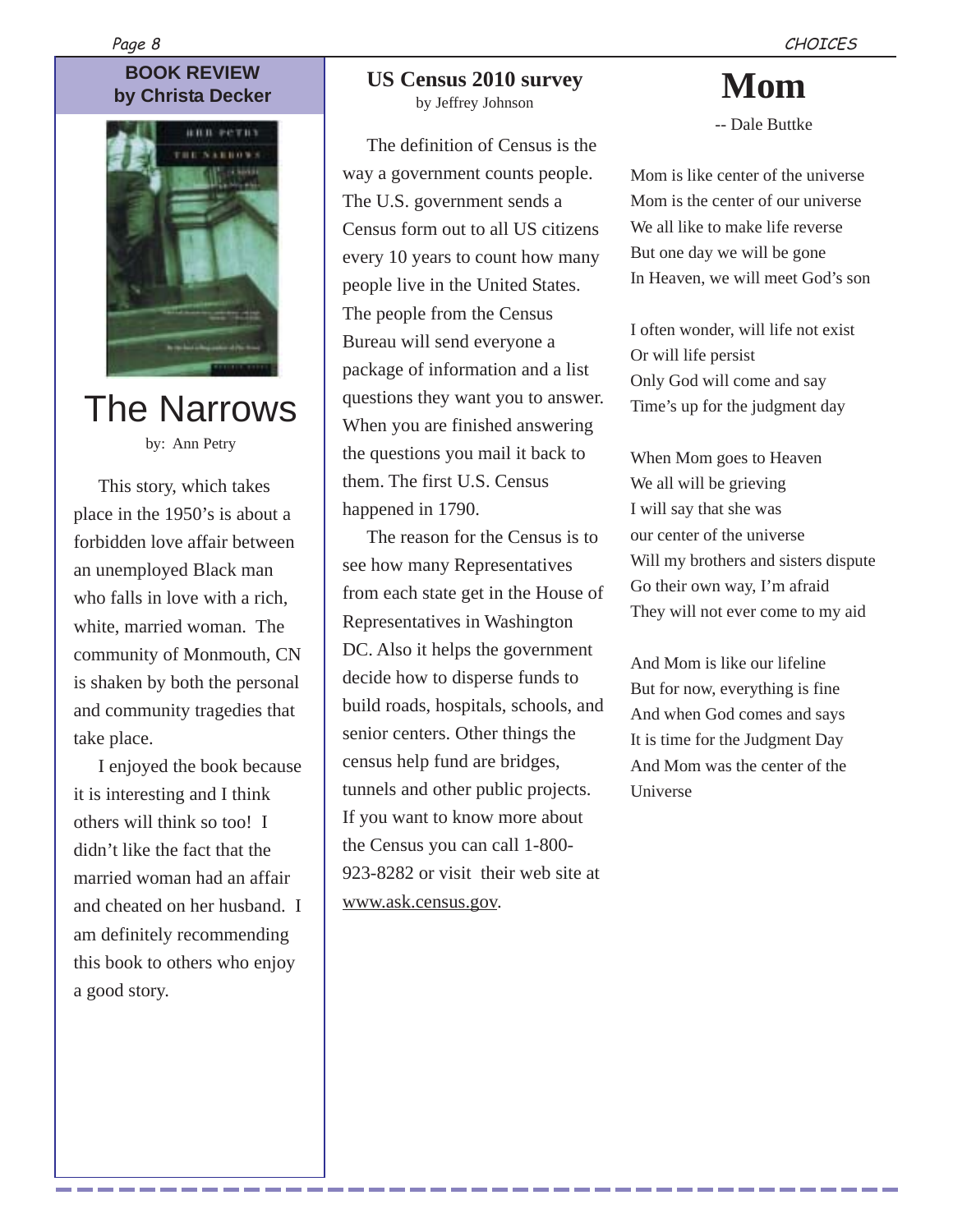## BOOK REVIEW
## by Christa Decker

# The Narrows

by: Ann Petry

This story, which takes place in the 1950's is about a forbidden love affair between an unemployed Black man who falls in love with a rich, white, married woman. The community of Monmouth, CN is shaken by both the personal and community tragedies that take place.

I enjoyed the book because it is interesting and I think others will think so too! I didn't like the fact that the married woman had an affair and cheated on her husband. I am definitely recommending this book to others who enjoy a good story.

## US Census 2010 survey

by Jeffrey Johnson

The definition of Census is the way a government counts people. The U.S. government sends a Census form out to all US citizens every 10 years to count how many people live in the United States. The people from the Census Bureau will send everyone a package of information and a list questions they want you to answer. When you are finished answering the questions you mail it back to them. The first U.S. Census happened in 1790.

The reason for the Census is to see how many Representatives from each state get in the House of Representatives in Washington DC. Also it helps the government decide how to disperse funds to build roads, hospitals, schools, and senior centers. Other things the census help fund are bridges, tunnels and other public projects. If you want to know more about the Census you can call 1-800-923-8282 or visit their web site at www.ask.census.gov.

# Mom

-- Dale Buttke

Mom is like center of the universe
Mom is the center of our universe
We all like to make life reverse
But one day we will be gone
In Heaven, we will meet God's son

I often wonder, will life not exist
Or will life persist
Only God will come and say
Time's up for the judgment day

When Mom goes to Heaven
We all will be grieving
I will say that she was
our center of the universe
Will my brothers and sisters dispute
Go their own way, I'm afraid
They will not ever come to my aid

And Mom is like our lifeline
But for now, everything is fine
And when God comes and says
It is time for the Judgment Day
And Mom was the center of the
Universe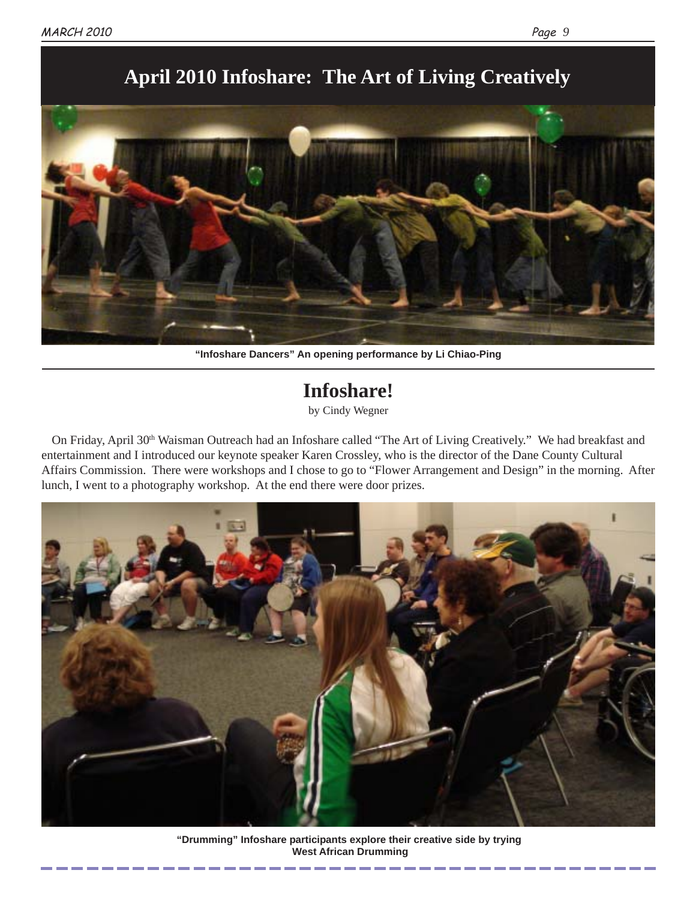# April 2010 Infoshare: The Art of Living Creatively

"Infoshare Dancers" An opening performance by Li Chiao-Ping

## Infoshare!

by Cindy Wegner

On Friday, April 30th Waisman Outreach had an Infoshare called "The Art of Living Creatively." We had breakfast and entertainment and I introduced our keynote speaker Karen Crossley, who is the director of the Dane County Cultural Affairs Commission. There were workshops and I chose to go to "Flower Arrangement and Design" in the morning. After lunch, I went to a photography workshop. At the end there were door prizes.

"Drumming" Infoshare participants explore their creative side by trying West African Drumming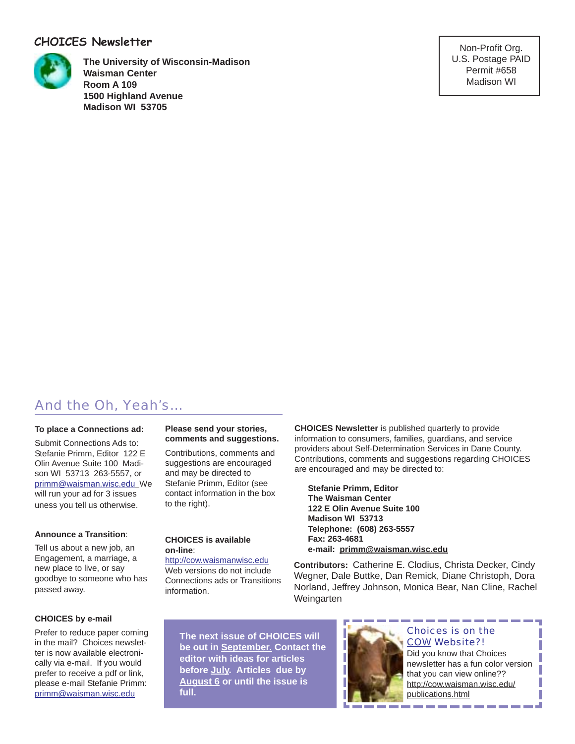## CHOICES Newsletter

**The University of Wisconsin-Madison**
**Waisman Center**
**Room A 109**
**1500 Highland Avenue**
**Madison WI 53705**

Non-Profit Org.
U.S. Postage PAID
Permit #658
Madison WI

## And the Oh, Yeah's...

**To place a Connections ad:**

Submit Connections Ads to: Stefanie Primm, Editor 122 E Olin Avenue Suite 100 Madison WI 53713 263-5557, or primm@waisman.wisc.edu We will run your ad for 3 issues uness you tell us otherwise.

**Announce a Transition**:

Tell us about a new job, an Engagement, a marriage, a new place to live, or say goodbye to someone who has passed away.

**CHOICES by e-mail**

Prefer to reduce paper coming in the mail? Choices newsletter is now available electronically via e-mail. If you would prefer to receive a pdf or link, please e-mail Stefanie Primm: primm@waisman.wisc.edu

**Please send your stories, comments and suggestions.**

Contributions, comments and suggestions are encouraged and may be directed to Stefanie Primm, Editor (see contact information in the box to the right).

**CHOICES is available on-line**:
http://cow.waismanwisc.edu
Web versions do not include Connections ads or Transitions information.

**CHOICES Newsletter** is published quarterly to provide information to consumers, families, guardians, and service providers about Self-Determination Services in Dane County. Contributions, comments and suggestions regarding CHOICES are encouraged and may be directed to:

**Stefanie Primm, Editor**
**The Waisman Center**
**122 E Olin Avenue Suite 100**
**Madison WI 53713**
**Telephone: (608) 263-5557**
**Fax: 263-4681**
**e-mail: primm@waisman.wisc.edu**

**Contributors:** Catherine E. Clodius, Christa Decker, Cindy Wegner, Dale Buttke, Dan Remick, Diane Christoph, Dora Norland, Jeffrey Johnson, Monica Bear, Nan Cline, Rachel Weingarten

**The next issue of CHOICES will be out in September. Contact the editor with ideas for articles before July. Articles due by August 6 or until the issue is full.**

### Choices is on the COW Website?!

Did you know that Choices newsletter has a fun color version that you can view online?? http://cow.waisman.wisc.edu/publications.html